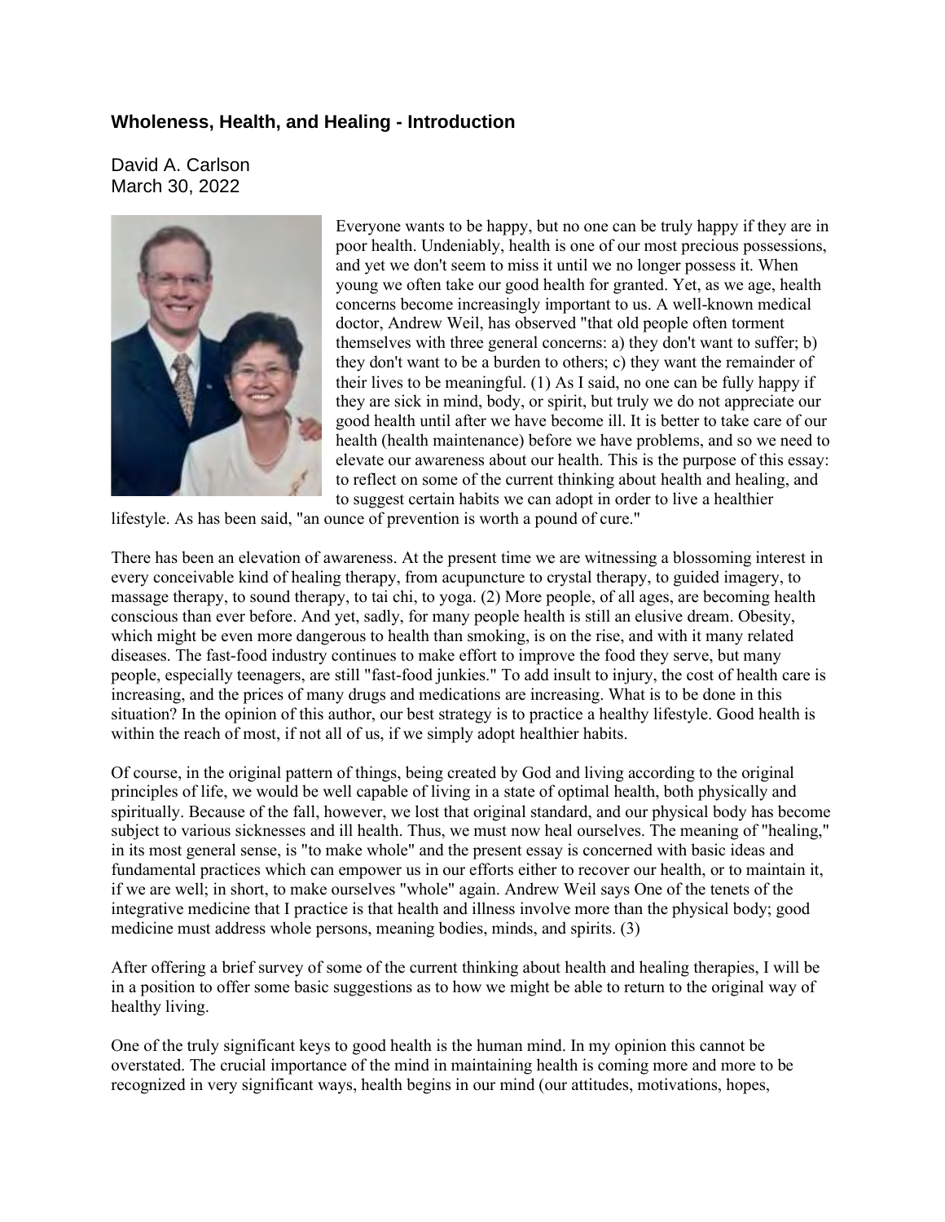### Wholeness, Health, and Healing - Introduction

David A. Carlson
March 30, 2022

Everyone wants to be happy, but no one can be truly happy if they are in poor health. Undeniably, health is one of our most precious possessions, and yet we don't seem to miss it until we no longer possess it. When young we often take our good health for granted. Yet, as we age, health concerns become increasingly important to us. A well-known medical doctor, Andrew Weil, has observed "that old people often torment themselves with three general concerns: a) they don't want to suffer; b) they don't want to be a burden to others; c) they want the remainder of their lives to be meaningful. (1) As I said, no one can be fully happy if they are sick in mind, body, or spirit, but truly we do not appreciate our good health until after we have become ill. It is better to take care of our health (health maintenance) before we have problems, and so we need to elevate our awareness about our health. This is the purpose of this essay: to reflect on some of the current thinking about health and healing, and to suggest certain habits we can adopt in order to live a healthier lifestyle. As has been said, "an ounce of prevention is worth a pound of cure."

There has been an elevation of awareness. At the present time we are witnessing a blossoming interest in every conceivable kind of healing therapy, from acupuncture to crystal therapy, to guided imagery, to massage therapy, to sound therapy, to tai chi, to yoga. (2) More people, of all ages, are becoming health conscious than ever before. And yet, sadly, for many people health is still an elusive dream. Obesity, which might be even more dangerous to health than smoking, is on the rise, and with it many related diseases. The fast-food industry continues to make effort to improve the food they serve, but many people, especially teenagers, are still "fast-food junkies." To add insult to injury, the cost of health care is increasing, and the prices of many drugs and medications are increasing. What is to be done in this situation? In the opinion of this author, our best strategy is to practice a healthy lifestyle. Good health is within the reach of most, if not all of us, if we simply adopt healthier habits.

Of course, in the original pattern of things, being created by God and living according to the original principles of life, we would be well capable of living in a state of optimal health, both physically and spiritually. Because of the fall, however, we lost that original standard, and our physical body has become subject to various sicknesses and ill health. Thus, we must now heal ourselves. The meaning of "healing," in its most general sense, is "to make whole" and the present essay is concerned with basic ideas and fundamental practices which can empower us in our efforts either to recover our health, or to maintain it, if we are well; in short, to make ourselves "whole" again. Andrew Weil says One of the tenets of the integrative medicine that I practice is that health and illness involve more than the physical body; good medicine must address whole persons, meaning bodies, minds, and spirits. (3)

After offering a brief survey of some of the current thinking about health and healing therapies, I will be in a position to offer some basic suggestions as to how we might be able to return to the original way of healthy living.

One of the truly significant keys to good health is the human mind. In my opinion this cannot be overstated. The crucial importance of the mind in maintaining health is coming more and more to be recognized in very significant ways, health begins in our mind (our attitudes, motivations, hopes,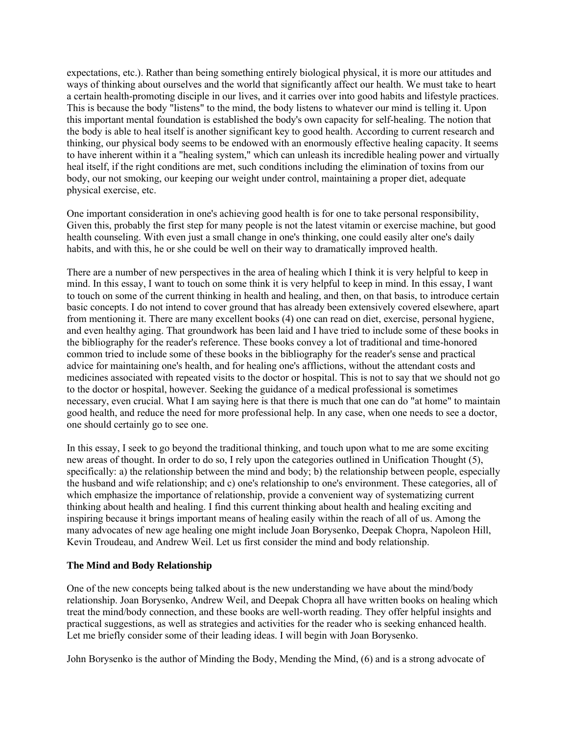expectations, etc.). Rather than being something entirely biological physical, it is more our attitudes and ways of thinking about ourselves and the world that significantly affect our health. We must take to heart a certain health-promoting disciple in our lives, and it carries over into good habits and lifestyle practices. This is because the body "listens" to the mind, the body listens to whatever our mind is telling it. Upon this important mental foundation is established the body's own capacity for self-healing. The notion that the body is able to heal itself is another significant key to good health. According to current research and thinking, our physical body seems to be endowed with an enormously effective healing capacity. It seems to have inherent within it a "healing system," which can unleash its incredible healing power and virtually heal itself, if the right conditions are met, such conditions including the elimination of toxins from our body, our not smoking, our keeping our weight under control, maintaining a proper diet, adequate physical exercise, etc.

One important consideration in one's achieving good health is for one to take personal responsibility, Given this, probably the first step for many people is not the latest vitamin or exercise machine, but good health counseling. With even just a small change in one's thinking, one could easily alter one's daily habits, and with this, he or she could be well on their way to dramatically improved health.

There are a number of new perspectives in the area of healing which I think it is very helpful to keep in mind. In this essay, I want to touch on some think it is very helpful to keep in mind. In this essay, I want to touch on some of the current thinking in health and healing, and then, on that basis, to introduce certain basic concepts. I do not intend to cover ground that has already been extensively covered elsewhere, apart from mentioning it. There are many excellent books (4) one can read on diet, exercise, personal hygiene, and even healthy aging. That groundwork has been laid and I have tried to include some of these books in the bibliography for the reader's reference. These books convey a lot of traditional and time-honored common tried to include some of these books in the bibliography for the reader's sense and practical advice for maintaining one's health, and for healing one's afflictions, without the attendant costs and medicines associated with repeated visits to the doctor or hospital. This is not to say that we should not go to the doctor or hospital, however. Seeking the guidance of a medical professional is sometimes necessary, even crucial. What I am saying here is that there is much that one can do "at home" to maintain good health, and reduce the need for more professional help. In any case, when one needs to see a doctor, one should certainly go to see one.

In this essay, I seek to go beyond the traditional thinking, and touch upon what to me are some exciting new areas of thought. In order to do so, I rely upon the categories outlined in Unification Thought (5), specifically: a) the relationship between the mind and body; b) the relationship between people, especially the husband and wife relationship; and c) one's relationship to one's environment. These categories, all of which emphasize the importance of relationship, provide a convenient way of systematizing current thinking about health and healing. I find this current thinking about health and healing exciting and inspiring because it brings important means of healing easily within the reach of all of us. Among the many advocates of new age healing one might include Joan Borysenko, Deepak Chopra, Napoleon Hill, Kevin Troudeau, and Andrew Weil. Let us first consider the mind and body relationship.

**The Mind and Body Relationship**

One of the new concepts being talked about is the new understanding we have about the mind/body relationship. Joan Borysenko, Andrew Weil, and Deepak Chopra all have written books on healing which treat the mind/body connection, and these books are well-worth reading. They offer helpful insights and practical suggestions, as well as strategies and activities for the reader who is seeking enhanced health. Let me briefly consider some of their leading ideas. I will begin with Joan Borysenko.

John Borysenko is the author of Minding the Body, Mending the Mind, (6) and is a strong advocate of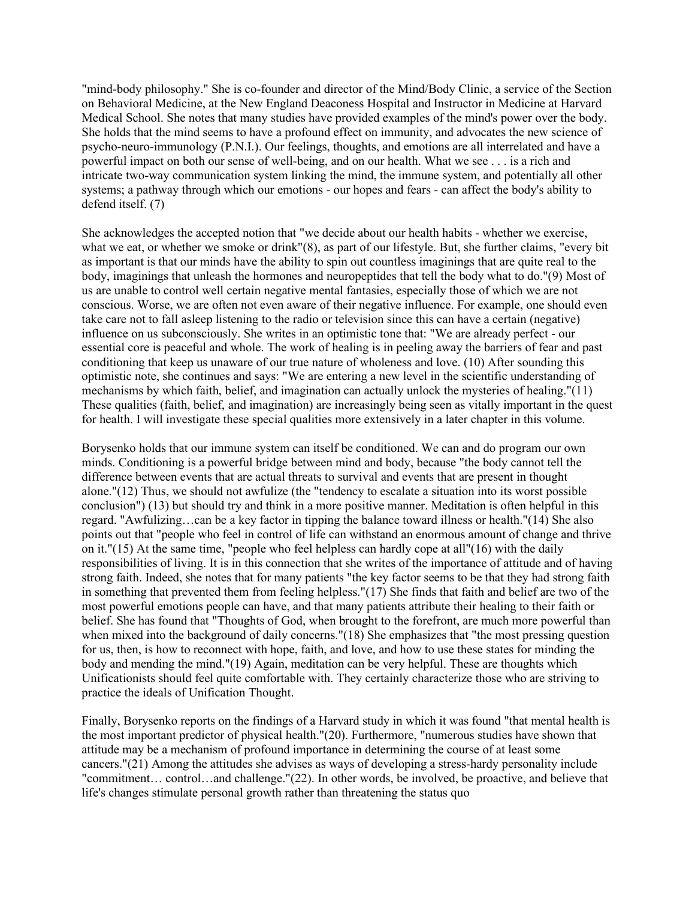"mind-body philosophy." She is co-founder and director of the Mind/Body Clinic, a service of the Section on Behavioral Medicine, at the New England Deaconess Hospital and Instructor in Medicine at Harvard Medical School. She notes that many studies have provided examples of the mind's power over the body. She holds that the mind seems to have a profound effect on immunity, and advocates the new science of psycho-neuro-immunology (P.N.I.). Our feelings, thoughts, and emotions are all interrelated and have a powerful impact on both our sense of well-being, and on our health. What we see . . . is a rich and intricate two-way communication system linking the mind, the immune system, and potentially all other systems; a pathway through which our emotions - our hopes and fears - can affect the body's ability to defend itself. (7)

She acknowledges the accepted notion that "we decide about our health habits - whether we exercise, what we eat, or whether we smoke or drink"(8), as part of our lifestyle. But, she further claims, "every bit as important is that our minds have the ability to spin out countless imaginings that are quite real to the body, imaginings that unleash the hormones and neuropeptides that tell the body what to do."(9) Most of us are unable to control well certain negative mental fantasies, especially those of which we are not conscious. Worse, we are often not even aware of their negative influence. For example, one should even take care not to fall asleep listening to the radio or television since this can have a certain (negative) influence on us subconsciously. She writes in an optimistic tone that: "We are already perfect - our essential core is peaceful and whole. The work of healing is in peeling away the barriers of fear and past conditioning that keep us unaware of our true nature of wholeness and love. (10) After sounding this optimistic note, she continues and says: "We are entering a new level in the scientific understanding of mechanisms by which faith, belief, and imagination can actually unlock the mysteries of healing."(11) These qualities (faith, belief, and imagination) are increasingly being seen as vitally important in the quest for health. I will investigate these special qualities more extensively in a later chapter in this volume.

Borysenko holds that our immune system can itself be conditioned. We can and do program our own minds. Conditioning is a powerful bridge between mind and body, because "the body cannot tell the difference between events that are actual threats to survival and events that are present in thought alone."(12) Thus, we should not awfulize (the "tendency to escalate a situation into its worst possible conclusion") (13) but should try and think in a more positive manner. Meditation is often helpful in this regard. "Awfulizing…can be a key factor in tipping the balance toward illness or health."(14) She also points out that "people who feel in control of life can withstand an enormous amount of change and thrive on it."(15) At the same time, "people who feel helpless can hardly cope at all"(16) with the daily responsibilities of living. It is in this connection that she writes of the importance of attitude and of having strong faith. Indeed, she notes that for many patients "the key factor seems to be that they had strong faith in something that prevented them from feeling helpless."(17) She finds that faith and belief are two of the most powerful emotions people can have, and that many patients attribute their healing to their faith or belief. She has found that "Thoughts of God, when brought to the forefront, are much more powerful than when mixed into the background of daily concerns."(18) She emphasizes that "the most pressing question for us, then, is how to reconnect with hope, faith, and love, and how to use these states for minding the body and mending the mind."(19) Again, meditation can be very helpful. These are thoughts which Unificationists should feel quite comfortable with. They certainly characterize those who are striving to practice the ideals of Unification Thought.

Finally, Borysenko reports on the findings of a Harvard study in which it was found "that mental health is the most important predictor of physical health."(20). Furthermore, "numerous studies have shown that attitude may be a mechanism of profound importance in determining the course of at least some cancers."(21) Among the attitudes she advises as ways of developing a stress-hardy personality include "commitment… control…and challenge."(22). In other words, be involved, be proactive, and believe that life's changes stimulate personal growth rather than threatening the status quo